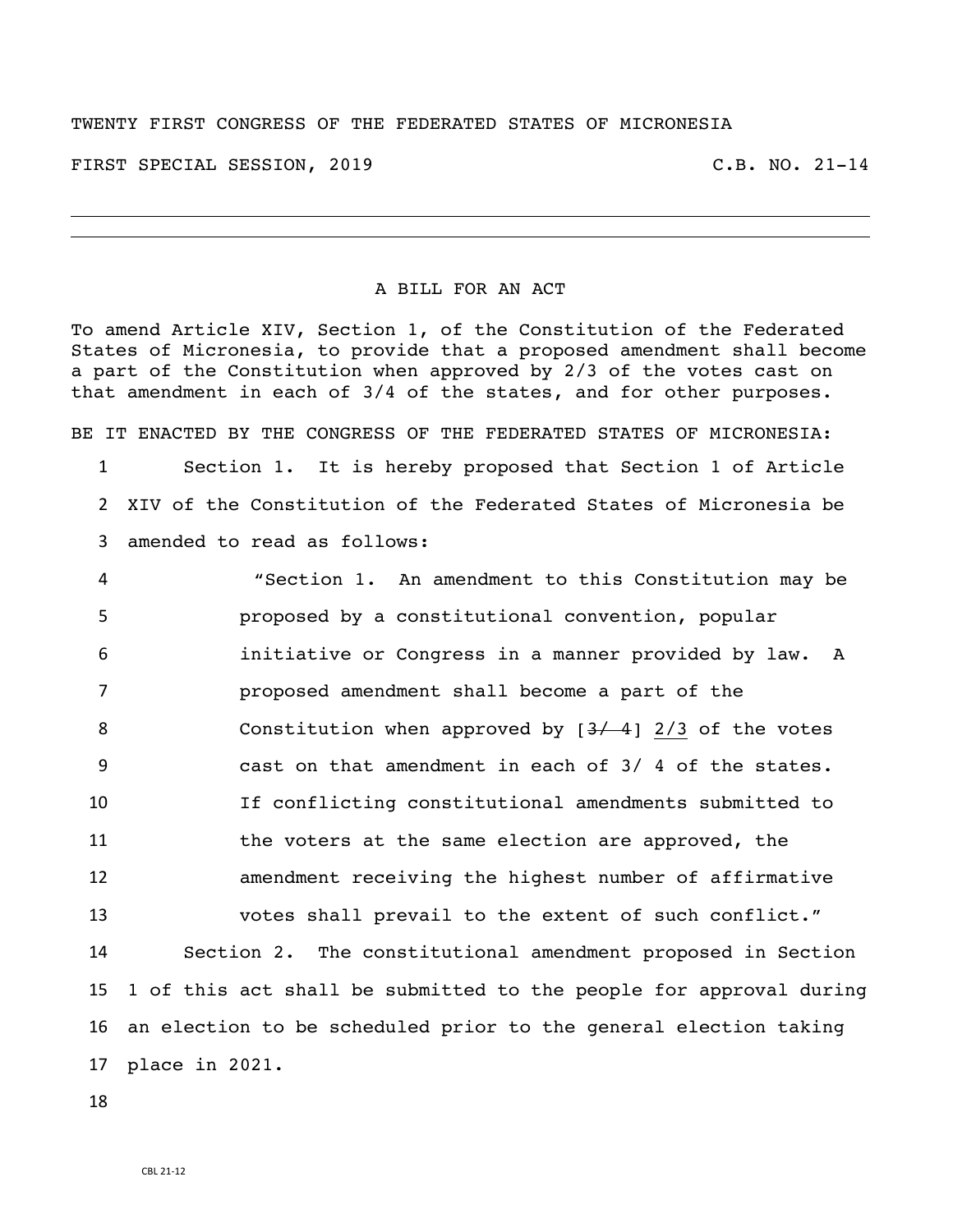TWENTY FIRST CONGRESS OF THE FEDERATED STATES OF MICRONESIA

FIRST SPECIAL SESSION, 2019 C.B. NO. 21-14

---

A BILL FOR AN ACT

To amend Article XIV, Section 1, of the Constitution of the Federated States of Micronesia, to provide that a proposed amendment shall become a part of the Constitution when approved by 2/3 of the votes cast on that amendment in each of 3/4 of the states, and for other purposes.

BE IT ENACTED BY THE CONGRESS OF THE FEDERATED STATES OF MICRONESIA:

1 Section 1. It is hereby proposed that Section 1 of Article
2 XIV of the Constitution of the Federated States of Micronesia be
3 amended to read as follows:

4 "Section 1. An amendment to this Constitution may be
5 proposed by a constitutional convention, popular
6 initiative or Congress in a manner provided by law. A
7 proposed amendment shall become a part of the
8 Constitution when approved by [~~3/ 4~~] <u>2/3</u> of the votes
9 cast on that amendment in each of 3/ 4 of the states.
10 If conflicting constitutional amendments submitted to
11 the voters at the same election are approved, the
12 amendment receiving the highest number of affirmative
13 votes shall prevail to the extent of such conflict."

14 Section 2. The constitutional amendment proposed in Section
15 1 of this act shall be submitted to the people for approval during
16 an election to be scheduled prior to the general election taking
17 place in 2021.

18

CBL 21-12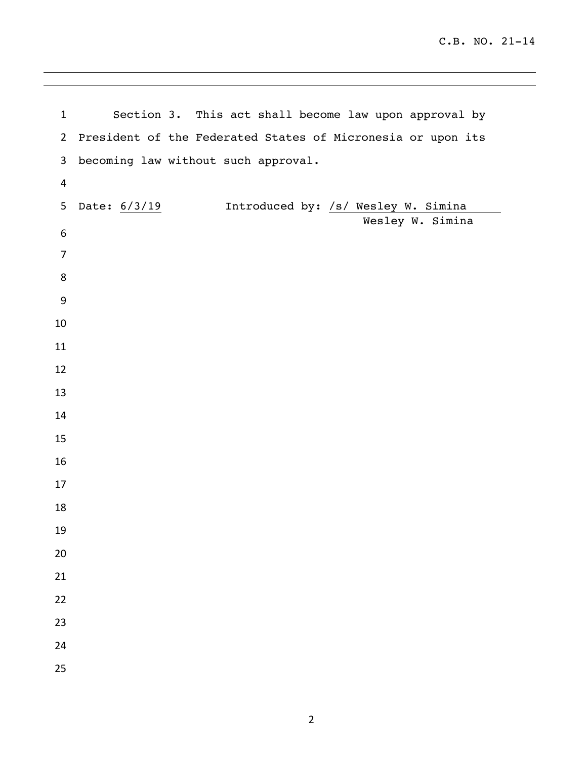Section 3. This act shall become law upon approval by President of the Federated States of Micronesia or upon its becoming law without such approval.

Date: 6/3/19 Introduced by: /s/ Wesley W. Simina

Wesley W. Simina